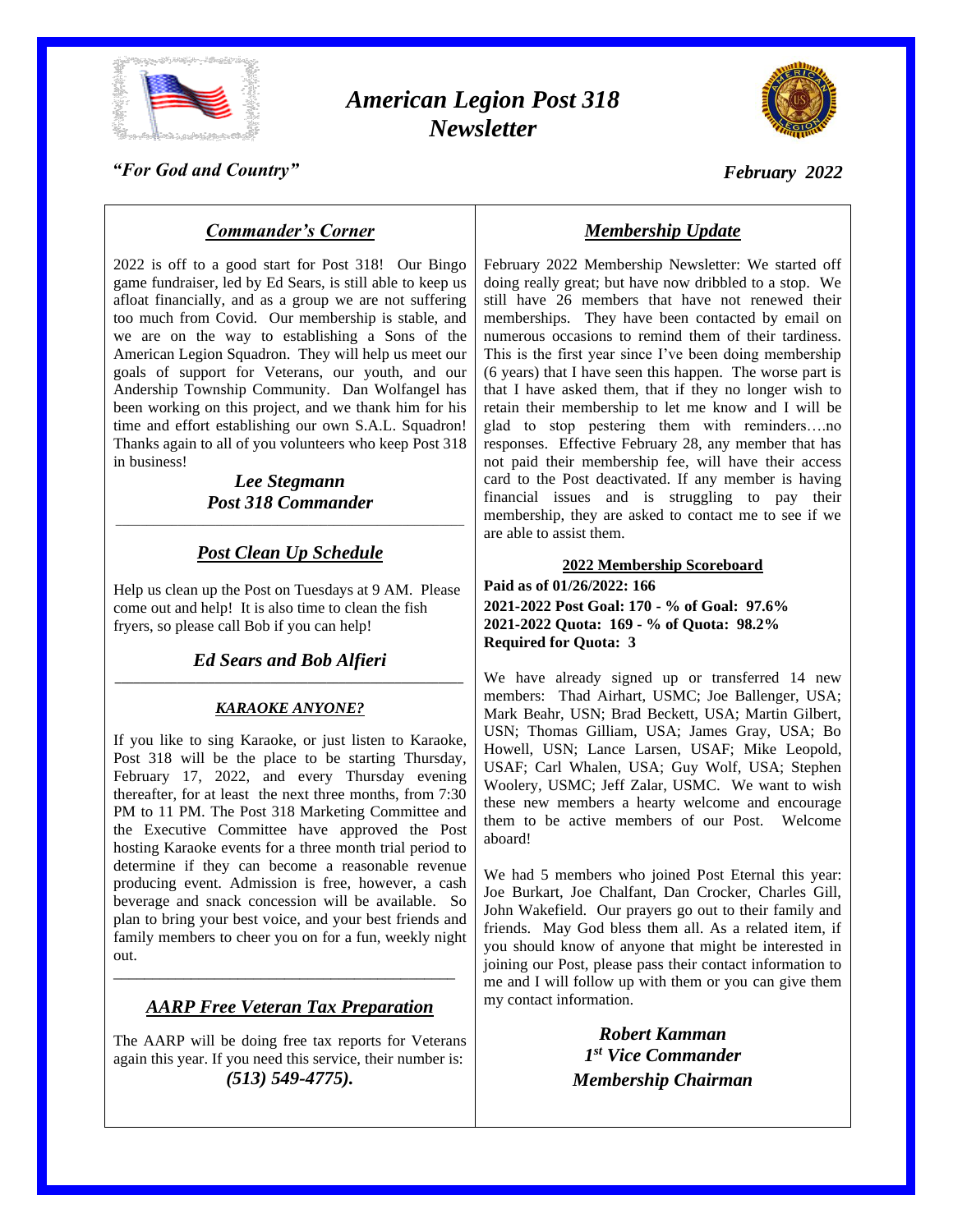# *American Legion Post 318 Newsletter*

*"For God and Country"*

*February 2022*

## *Commander's Corner*

2022 is off to a good start for Post 318! Our Bingo game fundraiser, led by Ed Sears, is still able to keep us afloat financially, and as a group we are not suffering too much from Covid. Our membership is stable, and we are on the way to establishing a Sons of the American Legion Squadron. They will help us meet our goals of support for Veterans, our youth, and our Andership Township Community. Dan Wolfangel has been working on this project, and we thank him for his time and effort establishing our own S.A.L. Squadron! Thanks again to all of you volunteers who keep Post 318 in business!

***Lee Stegmann***
***Post 318 Commander***

## *Post Clean Up Schedule*

Help us clean up the Post on Tuesdays at 9 AM. Please come out and help! It is also time to clean the fish fryers, so please call Bob if you can help!

***Ed Sears and Bob Alfieri***

### *KARAOKE ANYONE?*

If you like to sing Karaoke, or just listen to Karaoke, Post 318 will be the place to be starting Thursday, February 17, 2022, and every Thursday evening thereafter, for at least the next three months, from 7:30 PM to 11 PM. The Post 318 Marketing Committee and the Executive Committee have approved the Post hosting Karaoke events for a three month trial period to determine if they can become a reasonable revenue producing event. Admission is free, however, a cash beverage and snack concession will be available. So plan to bring your best voice, and your best friends and family members to cheer you on for a fun, weekly night out.

## *AARP Free Veteran Tax Preparation*

The AARP will be doing free tax reports for Veterans again this year. If you need this service, their number is:
***(513) 549-4775).***

## *Membership Update*

February 2022 Membership Newsletter: We started off doing really great; but have now dribbled to a stop. We still have 26 members that have not renewed their memberships. They have been contacted by email on numerous occasions to remind them of their tardiness. This is the first year since I've been doing membership (6 years) that I have seen this happen. The worse part is that I have asked them, that if they no longer wish to retain their membership to let me know and I will be glad to stop pestering them with reminders….no responses. Effective February 28, any member that has not paid their membership fee, will have their access card to the Post deactivated. If any member is having financial issues and is struggling to pay their membership, they are asked to contact me to see if we are able to assist them.

**2022 Membership Scoreboard**

**Paid as of 01/26/2022: 166**
**2021-2022 Post Goal: 170 - % of Goal: 97.6%**
**2021-2022 Quota: 169 - % of Quota: 98.2%**
**Required for Quota: 3**

We have already signed up or transferred 14 new members: Thad Airhart, USMC; Joe Ballenger, USA; Mark Beahr, USN; Brad Beckett, USA; Martin Gilbert, USN; Thomas Gilliam, USA; James Gray, USA; Bo Howell, USN; Lance Larsen, USAF; Mike Leopold, USAF; Carl Whalen, USA; Guy Wolf, USA; Stephen Woolery, USMC; Jeff Zalar, USMC. We want to wish these new members a hearty welcome and encourage them to be active members of our Post. Welcome aboard!

We had 5 members who joined Post Eternal this year: Joe Burkart, Joe Chalfant, Dan Crocker, Charles Gill, John Wakefield. Our prayers go out to their family and friends. May God bless them all. As a related item, if you should know of anyone that might be interested in joining our Post, please pass their contact information to me and I will follow up with them or you can give them my contact information.

***Robert Kamman***
***1st Vice Commander***
***Membership Chairman***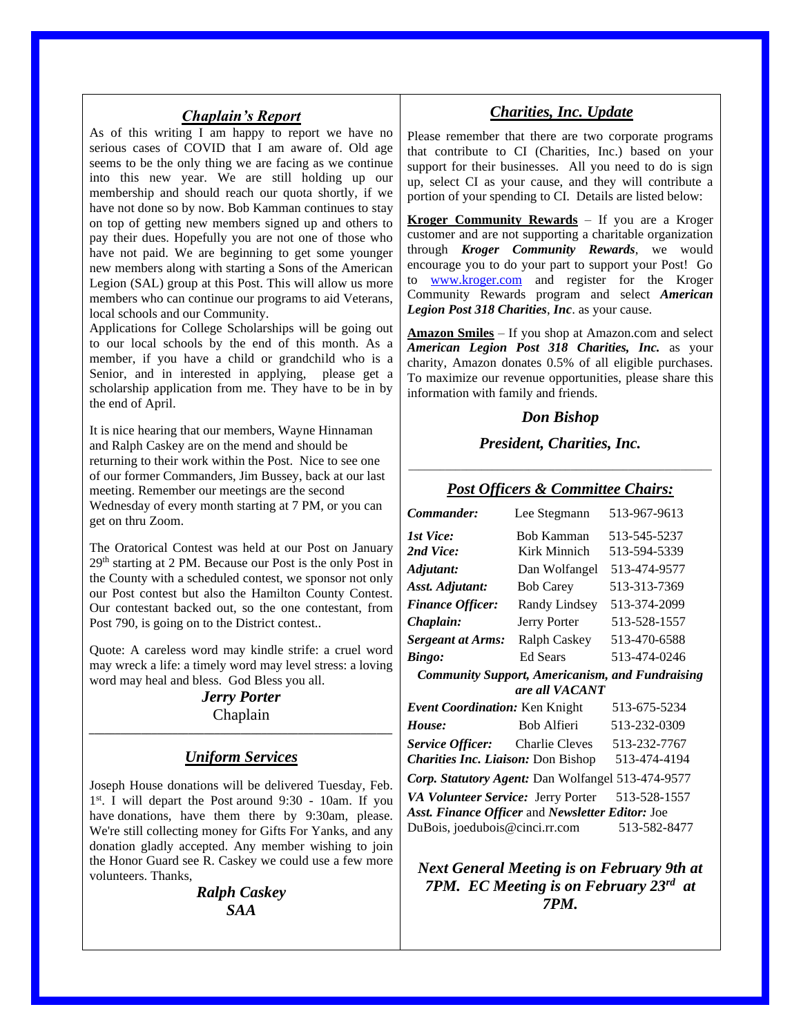## *Chaplain's Report*

As of this writing I am happy to report we have no serious cases of COVID that I am aware of. Old age seems to be the only thing we are facing as we continue into this new year. We are still holding up our membership and should reach our quota shortly, if we have not done so by now. Bob Kamman continues to stay on top of getting new members signed up and others to pay their dues. Hopefully you are not one of those who have not paid. We are beginning to get some younger new members along with starting a Sons of the American Legion (SAL) group at this Post. This will allow us more members who can continue our programs to aid Veterans, local schools and our Community.

Applications for College Scholarships will be going out to our local schools by the end of this month. As a member, if you have a child or grandchild who is a Senior, and in interested in applying, please get a scholarship application from me. They have to be in by the end of April.

It is nice hearing that our members, Wayne Hinnaman and Ralph Caskey are on the mend and should be returning to their work within the Post. Nice to see one of our former Commanders, Jim Bussey, back at our last meeting. Remember our meetings are the second Wednesday of every month starting at 7 PM, or you can get on thru Zoom.

The Oratorical Contest was held at our Post on January 29th starting at 2 PM. Because our Post is the only Post in the County with a scheduled contest, we sponsor not only our Post contest but also the Hamilton County Contest. Our contestant backed out, so the one contestant, from Post 790, is going on to the District contest..

Quote: A careless word may kindle strife: a cruel word may wreck a life: a timely word may level stress: a loving word may heal and bless. God Bless you all.

***Jerry Porter***
Chaplain

---

## *Uniform Services*

Joseph House donations will be delivered Tuesday, Feb. 1st. I will depart the Post around 9:30 - 10am. If you have donations, have them there by 9:30am, please. We're still collecting money for Gifts For Yanks, and any donation gladly accepted. Any member wishing to join the Honor Guard see R. Caskey we could use a few more volunteers. Thanks,

***Ralph Caskey***
***SAA***

## *Charities, Inc. Update*

Please remember that there are two corporate programs that contribute to CI (Charities, Inc.) based on your support for their businesses. All you need to do is sign up, select CI as your cause, and they will contribute a portion of your spending to CI. Details are listed below:

**Kroger Community Rewards** – If you are a Kroger customer and are not supporting a charitable organization through ***Kroger Community Rewards***, we would encourage you to do your part to support your Post! Go to www.kroger.com and register for the Kroger Community Rewards program and select ***American Legion Post 318 Charities***, ***Inc***. as your cause.

**Amazon Smiles** – If you shop at Amazon.com and select ***American Legion Post 318 Charities, Inc.*** as your charity, Amazon donates 0.5% of all eligible purchases. To maximize our revenue opportunities, please share this information with family and friends.

***Don Bishop***

***President, Charities, Inc.***

---

## *Post Officers & Committee Chairs:*

| | | |
|---|---|---|
| ***Commander:*** | Lee Stegmann | 513-967-9613 |
| ***1st Vice:*** | Bob Kamman | 513-545-5237 |
| ***2nd Vice:*** | Kirk Minnich | 513-594-5339 |
| ***Adjutant:*** | Dan Wolfangel | 513-474-9577 |
| ***Asst. Adjutant:*** | Bob Carey | 513-313-7369 |
| ***Finance Officer:*** | Randy Lindsey | 513-374-2099 |
| ***Chaplain:*** | Jerry Porter | 513-528-1557 |
| ***Sergeant at Arms:*** | Ralph Caskey | 513-470-6588 |
| ***Bingo:*** | Ed Sears | 513-474-0246 |

***Community Support, Americanism, and Fundraising are all VACANT***

| | | |
|---|---|---|
| ***Event Coordination:*** | Ken Knight | 513-675-5234 |
| ***House:*** | Bob Alfieri | 513-232-0309 |
| ***Service Officer:*** | Charlie Cleves | 513-232-7767 |
| ***Charities Inc. Liaison:*** | Don Bishop | 513-474-4194 |

***Corp. Statutory Agent:*** Dan Wolfangel 513-474-9577

***VA Volunteer Service:*** Jerry Porter 513-528-1557

***Asst. Finance Officer*** and ***Newsletter Editor:*** Joe DuBois, joedubois@cinci.rr.com 513-582-8477

***Next General Meeting is on February 9th at 7PM. EC Meeting is on February 23rd at 7PM.***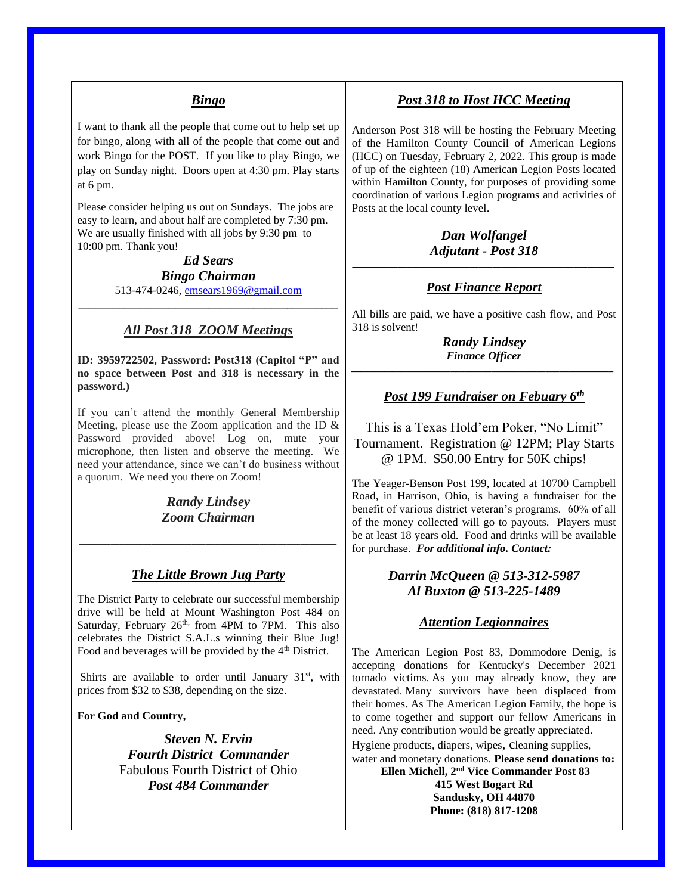## *Bingo*

I want to thank all the people that come out to help set up for bingo, along with all of the people that come out and work Bingo for the POST. If you like to play Bingo, we play on Sunday night. Doors open at 4:30 pm. Play starts at 6 pm.

Please consider helping us out on Sundays. The jobs are easy to learn, and about half are completed by 7:30 pm. We are usually finished with all jobs by 9:30 pm to 10:00 pm. Thank you!

***Ed Sears***
***Bingo Chairman***
513-474-0246, emsears1969@gmail.com

---

## *All Post 318 ZOOM Meetings*

**ID: 3959722502, Password: Post318 (Capitol "P" and no space between Post and 318 is necessary in the password.)**

If you can't attend the monthly General Membership Meeting, please use the Zoom application and the ID & Password provided above! Log on, mute your microphone, then listen and observe the meeting. We need your attendance, since we can't do business without a quorum. We need you there on Zoom!

***Randy Lindsey***
***Zoom Chairman***

---

## *The Little Brown Jug Party*

The District Party to celebrate our successful membership drive will be held at Mount Washington Post 484 on Saturday, February 26th, from 4PM to 7PM. This also celebrates the District S.A.L.s winning their Blue Jug! Food and beverages will be provided by the 4th District.

Shirts are available to order until January 31st, with prices from $32 to $38, depending on the size.

**For God and Country,**

***Steven N. Ervin***
***Fourth District Commander***
Fabulous Fourth District of Ohio
***Post 484 Commander***

## *Post 318 to Host HCC Meeting*

Anderson Post 318 will be hosting the February Meeting of the Hamilton County Council of American Legions (HCC) on Tuesday, February 2, 2022. This group is made of up of the eighteen (18) American Legion Posts located within Hamilton County, for purposes of providing some coordination of various Legion programs and activities of Posts at the local county level.

***Dan Wolfangel***
***Adjutant - Post 318***

---

## *Post Finance Report*

All bills are paid, we have a positive cash flow, and Post 318 is solvent!

***Randy Lindsey***
***Finance Officer***

---

## *Post 199 Fundraiser on Febuary 6th*

This is a Texas Hold'em Poker, "No Limit" Tournament. Registration @ 12PM; Play Starts @ 1PM. $50.00 Entry for 50K chips!

The Yeager-Benson Post 199, located at 10700 Campbell Road, in Harrison, Ohio, is having a fundraiser for the benefit of various district veteran's programs. 60% of all of the money collected will go to payouts. Players must be at least 18 years old. Food and drinks will be available for purchase. ***For additional info. Contact:***

***Darrin McQueen @ 513-312-5987***
***Al Buxton @ 513-225-1489***

## *Attention Legionnaires*

The American Legion Post 83, Dommodore Denig, is accepting donations for Kentucky's December 2021 tornado victims. As you may already know, they are devastated. Many survivors have been displaced from their homes. As The American Legion Family, the hope is to come together and support our fellow Americans in need. Any contribution would be greatly appreciated. Hygiene products, diapers, wipes, cleaning supplies, water and monetary donations. **Please send donations to:**

**Ellen Michell, 2nd Vice Commander Post 83**
**415 West Bogart Rd**
**Sandusky, OH 44870**
**Phone: (818) 817-1208**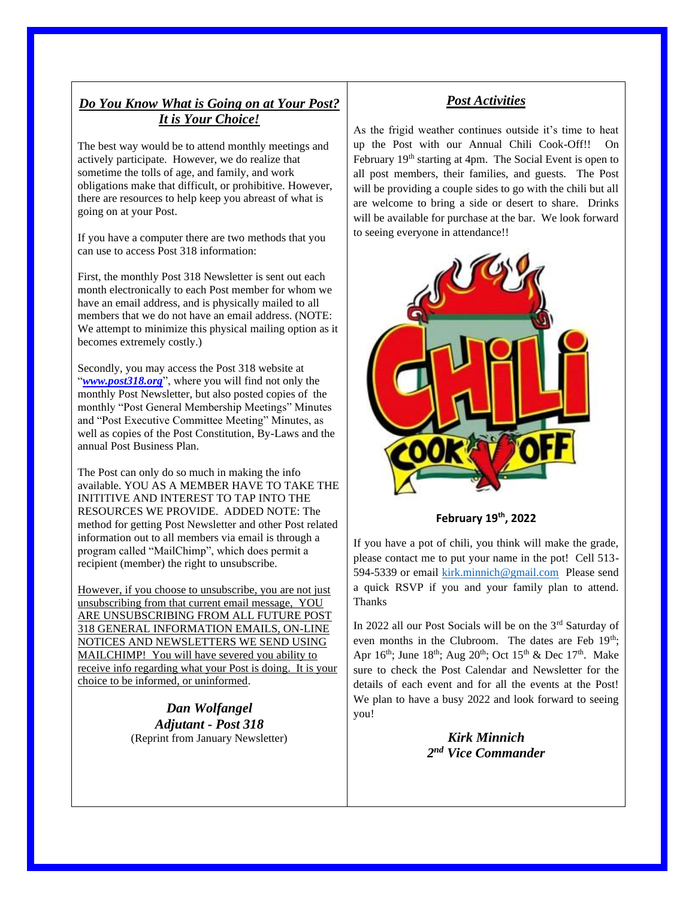## ***Do You Know What is Going on at Your Post? It is Your Choice!***

The best way would be to attend monthly meetings and actively participate. However, we do realize that sometime the tolls of age, and family, and work obligations make that difficult, or prohibitive. However, there are resources to help keep you abreast of what is going on at your Post.

If you have a computer there are two methods that you can use to access Post 318 information:

First, the monthly Post 318 Newsletter is sent out each month electronically to each Post member for whom we have an email address, and is physically mailed to all members that we do not have an email address. (NOTE: We attempt to minimize this physical mailing option as it becomes extremely costly.)

Secondly, you may access the Post 318 website at "***www.post318.org***", where you will find not only the monthly Post Newsletter, but also posted copies of the monthly "Post General Membership Meetings" Minutes and "Post Executive Committee Meeting" Minutes, as well as copies of the Post Constitution, By-Laws and the annual Post Business Plan.

The Post can only do so much in making the info available. YOU AS A MEMBER HAVE TO TAKE THE INITITIVE AND INTEREST TO TAP INTO THE RESOURCES WE PROVIDE. ADDED NOTE: The method for getting Post Newsletter and other Post related information out to all members via email is through a program called "MailChimp", which does permit a recipient (member) the right to unsubscribe.

<u>However, if you choose to unsubscribe, you are not just unsubscribing from that current email message, YOU ARE UNSUBSCRIBING FROM ALL FUTURE POST 318 GENERAL INFORMATION EMAILS, ON-LINE NOTICES AND NEWSLETTERS WE SEND USING MAILCHIMP! You will have severed you ability to receive info regarding what your Post is doing. It is your choice to be informed, or uninformed</u>.

***Dan Wolfangel***
***Adjutant - Post 318***
(Reprint from January Newsletter)

## ***Post Activities***

As the frigid weather continues outside it's time to heat up the Post with our Annual Chili Cook-Off!! On February 19th starting at 4pm. The Social Event is open to all post members, their families, and guests. The Post will be providing a couple sides to go with the chili but all are welcome to bring a side or desert to share. Drinks will be available for purchase at the bar. We look forward to seeing everyone in attendance!!

CHILI COOK OFF

**February 19th, 2022**

If you have a pot of chili, you think will make the grade, please contact me to put your name in the pot! Cell 513-594-5339 or email kirk.minnich@gmail.com Please send a quick RSVP if you and your family plan to attend. Thanks

In 2022 all our Post Socials will be on the 3rd Saturday of even months in the Clubroom. The dates are Feb 19th; Apr 16th; June 18th; Aug 20th; Oct 15th & Dec 17th. Make sure to check the Post Calendar and Newsletter for the details of each event and for all the events at the Post! We plan to have a busy 2022 and look forward to seeing you!

***Kirk Minnich***
***2nd Vice Commander***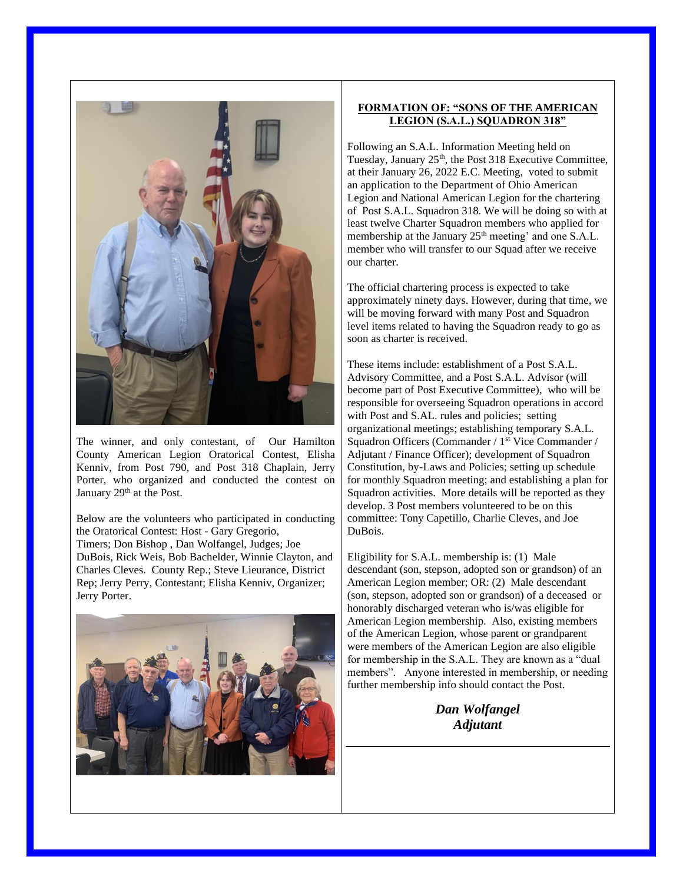The winner, and only contestant, of Our Hamilton County American Legion Oratorical Contest, Elisha Kenniv, from Post 790, and Post 318 Chaplain, Jerry Porter, who organized and conducted the contest on January 29th at the Post.

Below are the volunteers who participated in conducting the Oratorical Contest: Host - Gary Gregorio, Timers; Don Bishop , Dan Wolfangel, Judges; Joe DuBois, Rick Weis, Bob Bachelder, Winnie Clayton, and Charles Cleves. County Rep.; Steve Lieurance, District Rep; Jerry Perry, Contestant; Elisha Kenniv, Organizer; Jerry Porter.

## FORMATION OF: "SONS OF THE AMERICAN LEGION (S.A.L.) SQUADRON 318"

Following an S.A.L. Information Meeting held on Tuesday, January 25th, the Post 318 Executive Committee, at their January 26, 2022 E.C. Meeting, voted to submit an application to the Department of Ohio American Legion and National American Legion for the chartering of Post S.A.L. Squadron 318. We will be doing so with at least twelve Charter Squadron members who applied for membership at the January 25th meeting' and one S.A.L. member who will transfer to our Squad after we receive our charter.

The official chartering process is expected to take approximately ninety days. However, during that time, we will be moving forward with many Post and Squadron level items related to having the Squadron ready to go as soon as charter is received.

These items include: establishment of a Post S.A.L. Advisory Committee, and a Post S.A.L. Advisor (will become part of Post Executive Committee), who will be responsible for overseeing Squadron operations in accord with Post and S.AL. rules and policies; setting organizational meetings; establishing temporary S.A.L. Squadron Officers (Commander / 1st Vice Commander / Adjutant / Finance Officer); development of Squadron Constitution, by-Laws and Policies; setting up schedule for monthly Squadron meeting; and establishing a plan for Squadron activities. More details will be reported as they develop. 3 Post members volunteered to be on this committee: Tony Capetillo, Charlie Cleves, and Joe DuBois.

Eligibility for S.A.L. membership is: (1) Male descendant (son, stepson, adopted son or grandson) of an American Legion member; OR: (2) Male descendant (son, stepson, adopted son or grandson) of a deceased or honorably discharged veteran who is/was eligible for American Legion membership. Also, existing members of the American Legion, whose parent or grandparent were members of the American Legion are also eligible for membership in the S.A.L. They are known as a "dual members". Anyone interested in membership, or needing further membership info should contact the Post.

***Dan Wolfangel***
***Adjutant***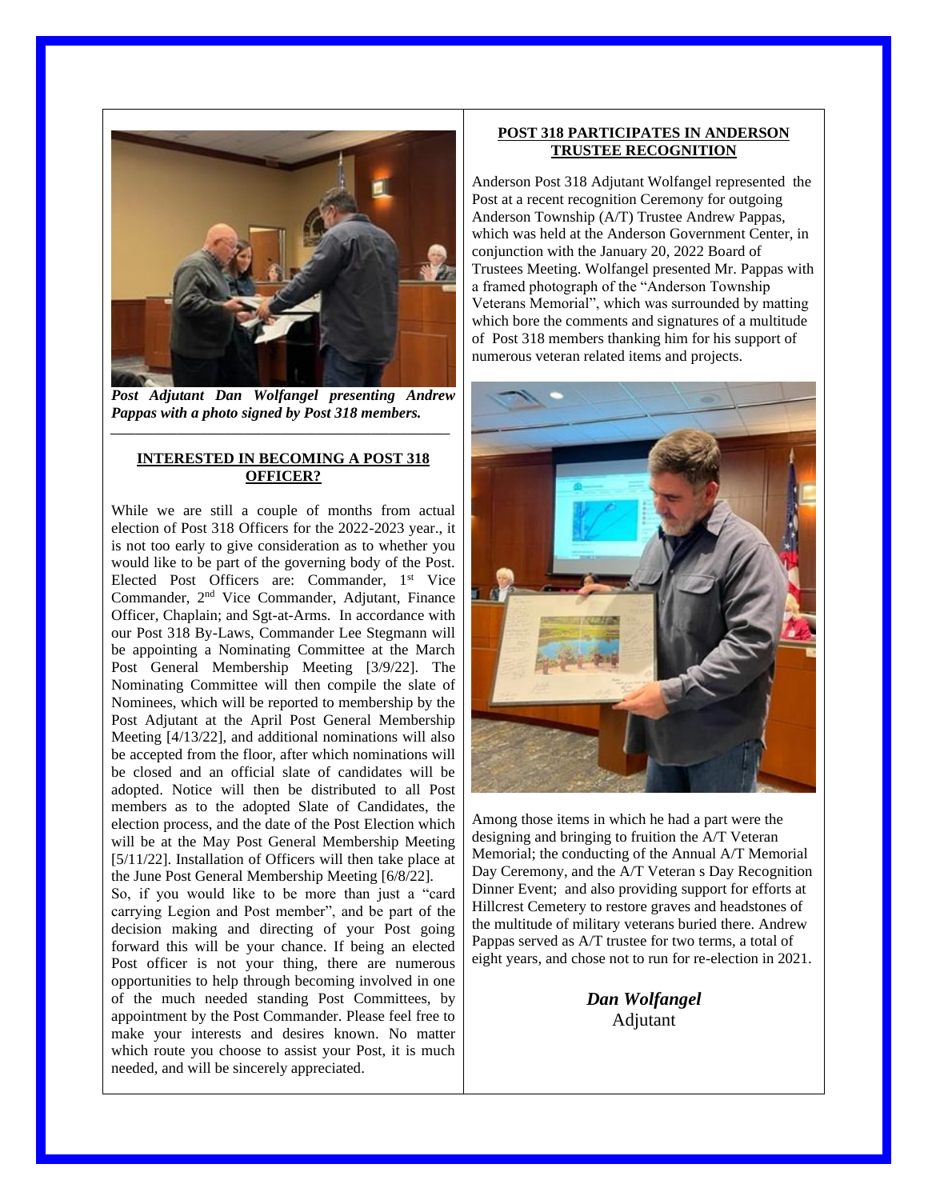*Post Adjutant Dan Wolfangel presenting Andrew Pappas with a photo signed by Post 318 members.*

## INTERESTED IN BECOMING A POST 318 OFFICER?

While we are still a couple of months from actual election of Post 318 Officers for the 2022-2023 year., it is not too early to give consideration as to whether you would like to be part of the governing body of the Post. Elected Post Officers are: Commander, 1st Vice Commander, 2nd Vice Commander, Adjutant, Finance Officer, Chaplain; and Sgt-at-Arms. In accordance with our Post 318 By-Laws, Commander Lee Stegmann will be appointing a Nominating Committee at the March Post General Membership Meeting [3/9/22]. The Nominating Committee will then compile the slate of Nominees, which will be reported to membership by the Post Adjutant at the April Post General Membership Meeting [4/13/22], and additional nominations will also be accepted from the floor, after which nominations will be closed and an official slate of candidates will be adopted. Notice will then be distributed to all Post members as to the adopted Slate of Candidates, the election process, and the date of the Post Election which will be at the May Post General Membership Meeting [5/11/22]. Installation of Officers will then take place at the June Post General Membership Meeting [6/8/22].

So, if you would like to be more than just a "card carrying Legion and Post member", and be part of the decision making and directing of your Post going forward this will be your chance. If being an elected Post officer is not your thing, there are numerous opportunities to help through becoming involved in one of the much needed standing Post Committees, by appointment by the Post Commander. Please feel free to make your interests and desires known. No matter which route you choose to assist your Post, it is much needed, and will be sincerely appreciated.

## POST 318 PARTICIPATES IN ANDERSON TRUSTEE RECOGNITION

Anderson Post 318 Adjutant Wolfangel represented the Post at a recent recognition Ceremony for outgoing Anderson Township (A/T) Trustee Andrew Pappas, which was held at the Anderson Government Center, in conjunction with the January 20, 2022 Board of Trustees Meeting. Wolfangel presented Mr. Pappas with a framed photograph of the "Anderson Township Veterans Memorial", which was surrounded by matting which bore the comments and signatures of a multitude of Post 318 members thanking him for his support of numerous veteran related items and projects.

Among those items in which he had a part were the designing and bringing to fruition the A/T Veteran Memorial; the conducting of the Annual A/T Memorial Day Ceremony, and the A/T Veteran s Day Recognition Dinner Event; and also providing support for efforts at Hillcrest Cemetery to restore graves and headstones of the multitude of military veterans buried there. Andrew Pappas served as A/T trustee for two terms, a total of eight years, and chose not to run for re-election in 2021.

***Dan Wolfangel***
Adjutant